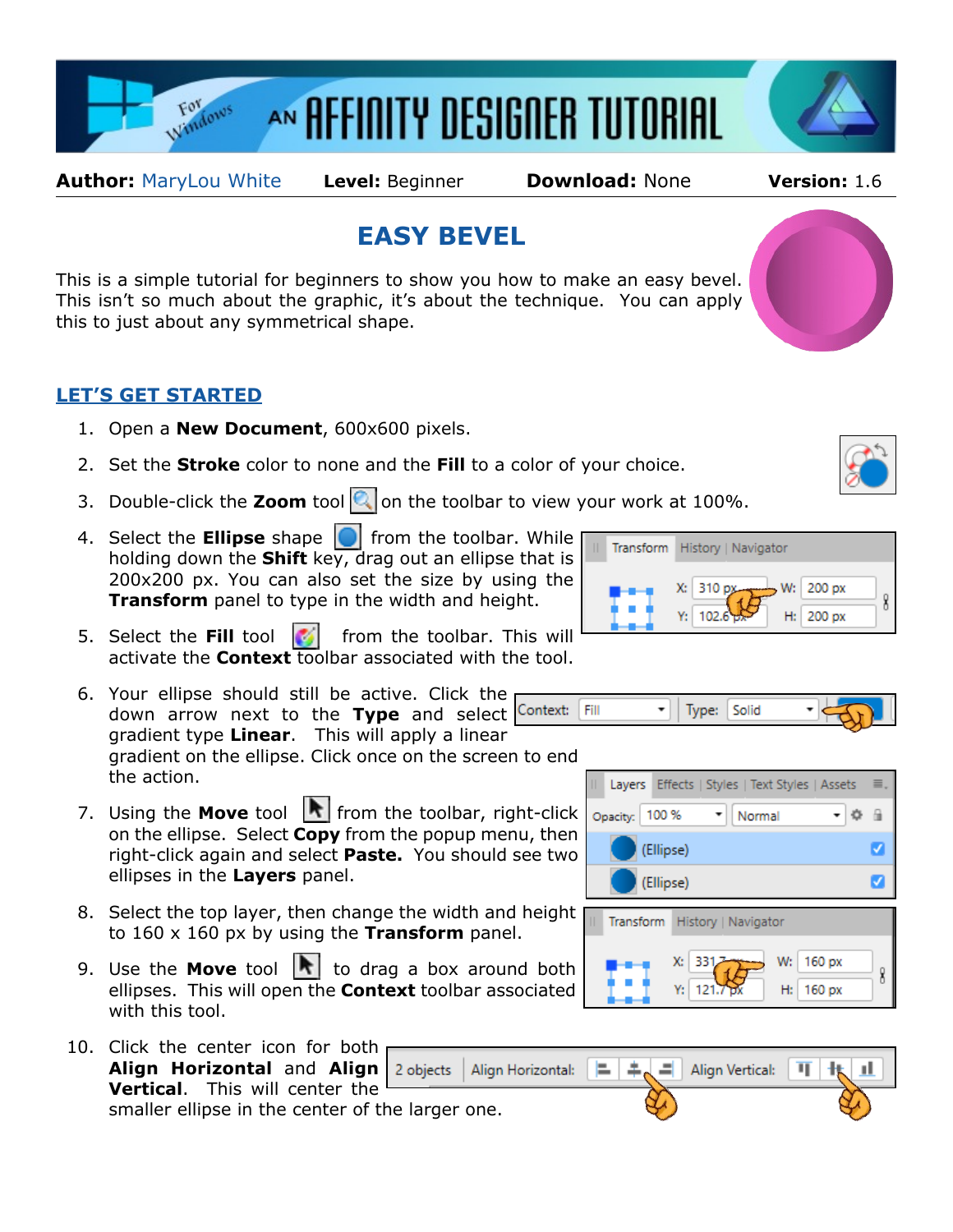**Author:** MaryLou White **Level:** Beginner **Download:** None **Version:** 1.6

# EASY BEVEL

This is a simple tutorial for beginners to show you how to make an easy bevel. This isn't so much about the graphic, it's about the technique. You can apply this to just about any symmetrical shape.

## LET'S GET STARTED

1. Open a **New Document**, 600x600 pixels.
2. Set the **Stroke** color to none and the **Fill** to a color of your choice.
3. Double-click the **Zoom** tool on the toolbar to view your work at 100%.
4. Select the **Ellipse** shape from the toolbar. While holding down the **Shift** key, drag out an ellipse that is 200x200 px. You can also set the size by using the **Transform** panel to type in the width and height.
5. Select the **Fill** tool from the toolbar. This will activate the **Context** toolbar associated with the tool.
6. Your ellipse should still be active. Click the down arrow next to the **Type** and select gradient type **Linear**. This will apply a linear gradient on the ellipse. Click once on the screen to end the action.
7. Using the **Move** tool from the toolbar, right-click on the ellipse. Select **Copy** from the popup menu, then right-click again and select **Paste.** You should see two ellipses in the **Layers** panel.
8. Select the top layer, then change the width and height to 160 x 160 px by using the **Transform** panel.
9. Use the **Move** tool to drag a box around both ellipses. This will open the **Context** toolbar associated with this tool.
10. Click the center icon for both **Align Horizontal** and **Align Vertical**. This will center the smaller ellipse in the center of the larger one.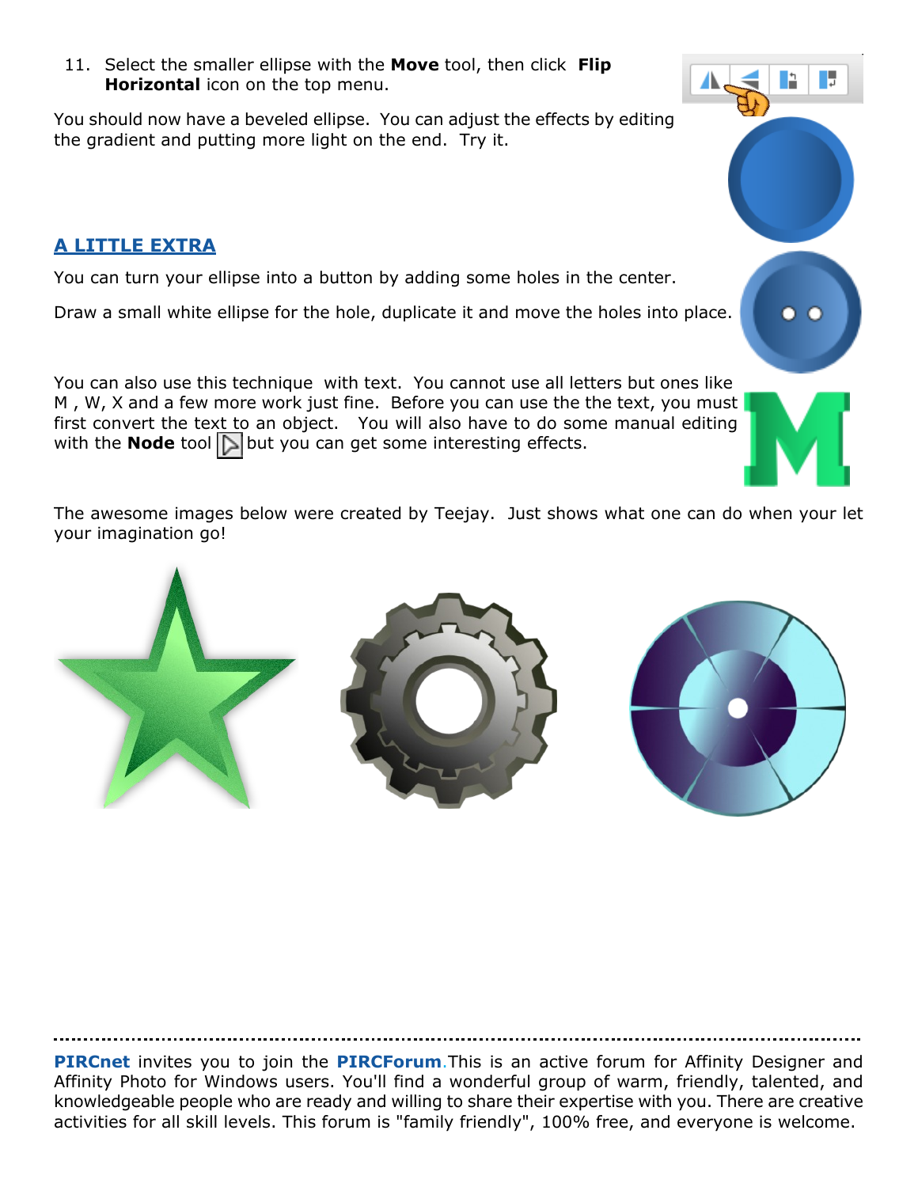11. Select the smaller ellipse with the **Move** tool, then click **Flip Horizontal** icon on the top menu.

You should now have a beveled ellipse. You can adjust the effects by editing the gradient and putting more light on the end. Try it.

## A LITTLE EXTRA

You can turn your ellipse into a button by adding some holes in the center.

Draw a small white ellipse for the hole, duplicate it and move the holes into place.

You can also use this technique with text. You cannot use all letters but ones like M , W, X and a few more work just fine. Before you can use the the text, you must first convert the text to an object. You will also have to do some manual editing with the **Node** tool but you can get some interesting effects.

The awesome images below were created by Teejay. Just shows what one can do when your let your imagination go!

---

**PIRCnet** invites you to join the **PIRCForum**. This is an active forum for Affinity Designer and Affinity Photo for Windows users. You'll find a wonderful group of warm, friendly, talented, and knowledgeable people who are ready and willing to share their expertise with you. There are creative activities for all skill levels. This forum is "family friendly", 100% free, and everyone is welcome.